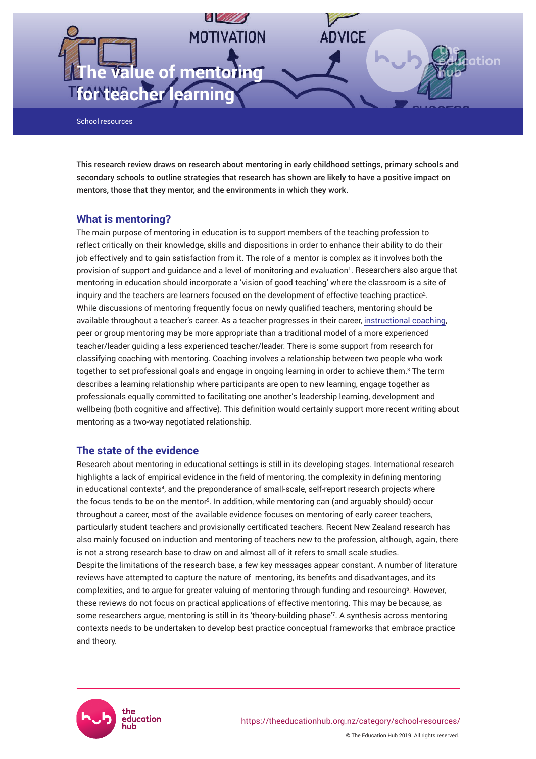# The value of mentoring for teacher learning

School resources

This research review draws on research about mentoring in early childhood settings, primary schools and secondary schools to outline strategies that research has shown are likely to have a positive impact on mentors, those that they mentor, and the environments in which they work.

## What is mentoring?

The main purpose of mentoring in education is to support members of the teaching profession to reflect critically on their knowledge, skills and dispositions in order to enhance their ability to do their job effectively and to gain satisfaction from it. The role of a mentor is complex as it involves both the provision of support and guidance and a level of monitoring and evaluation[1]. Researchers also argue that mentoring in education should incorporate a 'vision of good teaching' where the classroom is a site of inquiry and the teachers are learners focused on the development of effective teaching practice[2]. While discussions of mentoring frequently focus on newly qualified teachers, mentoring should be available throughout a teacher's career. As a teacher progresses in their career, instructional coaching, peer or group mentoring may be more appropriate than a traditional model of a more experienced teacher/leader guiding a less experienced teacher/leader. There is some support from research for classifying coaching with mentoring. Coaching involves a relationship between two people who work together to set professional goals and engage in ongoing learning in order to achieve them.[3] The term describes a learning relationship where participants are open to new learning, engage together as professionals equally committed to facilitating one another's leadership learning, development and wellbeing (both cognitive and affective). This definition would certainly support more recent writing about mentoring as a two-way negotiated relationship.

## The state of the evidence

Research about mentoring in educational settings is still in its developing stages. International research highlights a lack of empirical evidence in the field of mentoring, the complexity in defining mentoring in educational contexts[4], and the preponderance of small-scale, self-report research projects where the focus tends to be on the mentor[5]. In addition, while mentoring can (and arguably should) occur throughout a career, most of the available evidence focuses on mentoring of early career teachers, particularly student teachers and provisionally certificated teachers. Recent New Zealand research has also mainly focused on induction and mentoring of teachers new to the profession, although, again, there is not a strong research base to draw on and almost all of it refers to small scale studies.

Despite the limitations of the research base, a few key messages appear constant. A number of literature reviews have attempted to capture the nature of mentoring, its benefits and disadvantages, and its complexities, and to argue for greater valuing of mentoring through funding and resourcing[6]. However, these reviews do not focus on practical applications of effective mentoring. This may be because, as some researchers argue, mentoring is still in its 'theory-building phase'[7]. A synthesis across mentoring contexts needs to be undertaken to develop best practice conceptual frameworks that embrace practice and theory.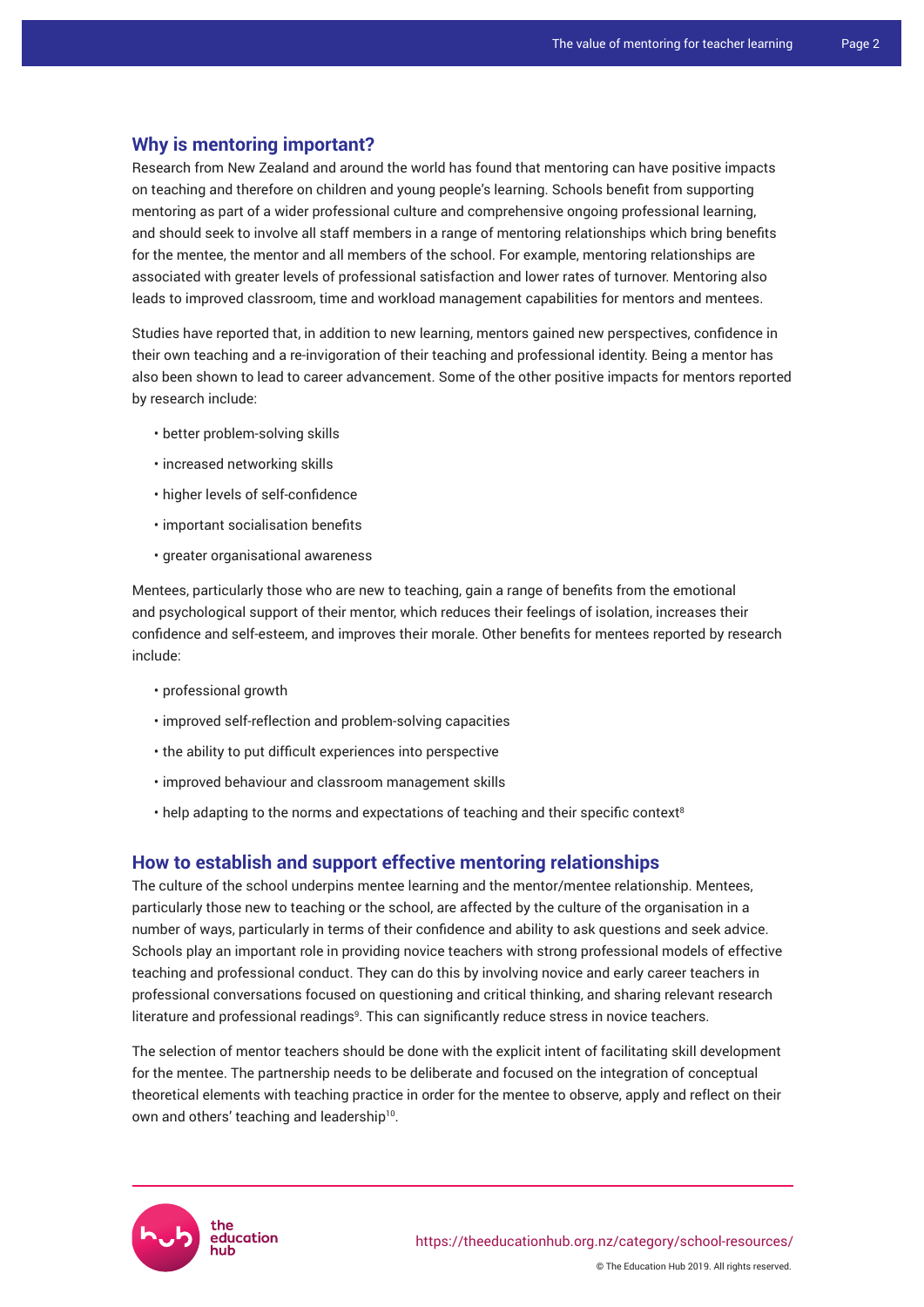## Why is mentoring important?

Research from New Zealand and around the world has found that mentoring can have positive impacts on teaching and therefore on children and young people's learning. Schools benefit from supporting mentoring as part of a wider professional culture and comprehensive ongoing professional learning, and should seek to involve all staff members in a range of mentoring relationships which bring benefits for the mentee, the mentor and all members of the school. For example, mentoring relationships are associated with greater levels of professional satisfaction and lower rates of turnover. Mentoring also leads to improved classroom, time and workload management capabilities for mentors and mentees.

Studies have reported that, in addition to new learning, mentors gained new perspectives, confidence in their own teaching and a re-invigoration of their teaching and professional identity. Being a mentor has also been shown to lead to career advancement. Some of the other positive impacts for mentors reported by research include:

- better problem-solving skills
- increased networking skills
- higher levels of self-confidence
- important socialisation benefits
- greater organisational awareness

Mentees, particularly those who are new to teaching, gain a range of benefits from the emotional and psychological support of their mentor, which reduces their feelings of isolation, increases their confidence and self-esteem, and improves their morale. Other benefits for mentees reported by research include:

- professional growth
- improved self-reflection and problem-solving capacities
- the ability to put difficult experiences into perspective
- improved behaviour and classroom management skills
- help adapting to the norms and expectations of teaching and their specific context[8]

## How to establish and support effective mentoring relationships

The culture of the school underpins mentee learning and the mentor/mentee relationship. Mentees, particularly those new to teaching or the school, are affected by the culture of the organisation in a number of ways, particularly in terms of their confidence and ability to ask questions and seek advice. Schools play an important role in providing novice teachers with strong professional models of effective teaching and professional conduct. They can do this by involving novice and early career teachers in professional conversations focused on questioning and critical thinking, and sharing relevant research literature and professional readings[9]. This can significantly reduce stress in novice teachers.

The selection of mentor teachers should be done with the explicit intent of facilitating skill development for the mentee. The partnership needs to be deliberate and focused on the integration of conceptual theoretical elements with teaching practice in order for the mentee to observe, apply and reflect on their own and others' teaching and leadership[10].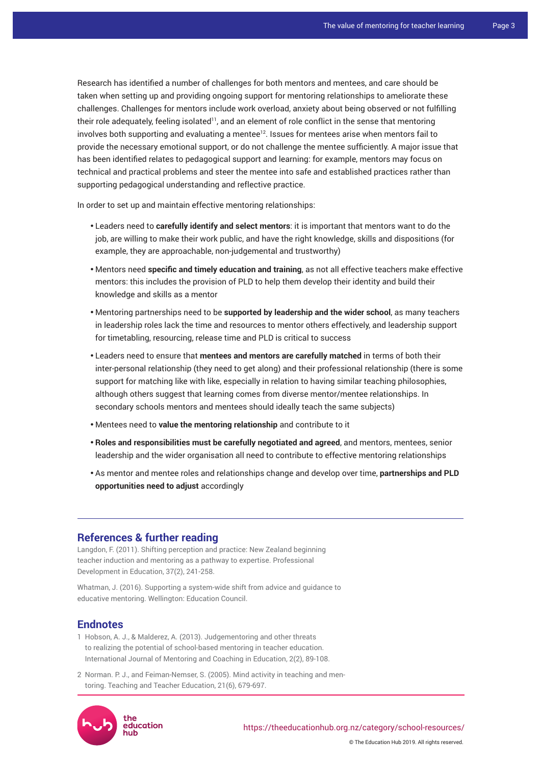Research has identified a number of challenges for both mentors and mentees, and care should be taken when setting up and providing ongoing support for mentoring relationships to ameliorate these challenges. Challenges for mentors include work overload, anxiety about being observed or not fulfilling their role adequately, feeling isolated[11], and an element of role conflict in the sense that mentoring involves both supporting and evaluating a mentee[12]. Issues for mentees arise when mentors fail to provide the necessary emotional support, or do not challenge the mentee sufficiently. A major issue that has been identified relates to pedagogical support and learning: for example, mentors may focus on technical and practical problems and steer the mentee into safe and established practices rather than supporting pedagogical understanding and reflective practice.

In order to set up and maintain effective mentoring relationships:

- Leaders need to **carefully identify and select mentors**: it is important that mentors want to do the job, are willing to make their work public, and have the right knowledge, skills and dispositions (for example, they are approachable, non-judgemental and trustworthy)
- Mentors need **specific and timely education and training**, as not all effective teachers make effective mentors: this includes the provision of PLD to help them develop their identity and build their knowledge and skills as a mentor
- Mentoring partnerships need to be **supported by leadership and the wider school**, as many teachers in leadership roles lack the time and resources to mentor others effectively, and leadership support for timetabling, resourcing, release time and PLD is critical to success
- Leaders need to ensure that **mentees and mentors are carefully matched** in terms of both their inter-personal relationship (they need to get along) and their professional relationship (there is some support for matching like with like, especially in relation to having similar teaching philosophies, although others suggest that learning comes from diverse mentor/mentee relationships. In secondary schools mentors and mentees should ideally teach the same subjects)
- Mentees need to **value the mentoring relationship** and contribute to it
- **Roles and responsibilities must be carefully negotiated and agreed**, and mentors, mentees, senior leadership and the wider organisation all need to contribute to effective mentoring relationships
- As mentor and mentee roles and relationships change and develop over time, **partnerships and PLD opportunities need to adjust** accordingly

## References & further reading

Langdon, F. (2011). Shifting perception and practice: New Zealand beginning teacher induction and mentoring as a pathway to expertise. Professional Development in Education, 37(2), 241-258.

Whatman, J. (2016). Supporting a system-wide shift from advice and guidance to educative mentoring. Wellington: Education Council.

## Endnotes

1 Hobson, A. J., & Malderez, A. (2013). Judgementoring and other threats to realizing the potential of school-based mentoring in teacher education. International Journal of Mentoring and Coaching in Education, 2(2), 89-108.

2 Norman. P. J., and Feiman-Nemser, S. (2005). Mind activity in teaching and mentoring. Teaching and Teacher Education, 21(6), 679-697.

https://theeducationhub.org.nz/category/school-resources/

© The Education Hub 2019. All rights reserved.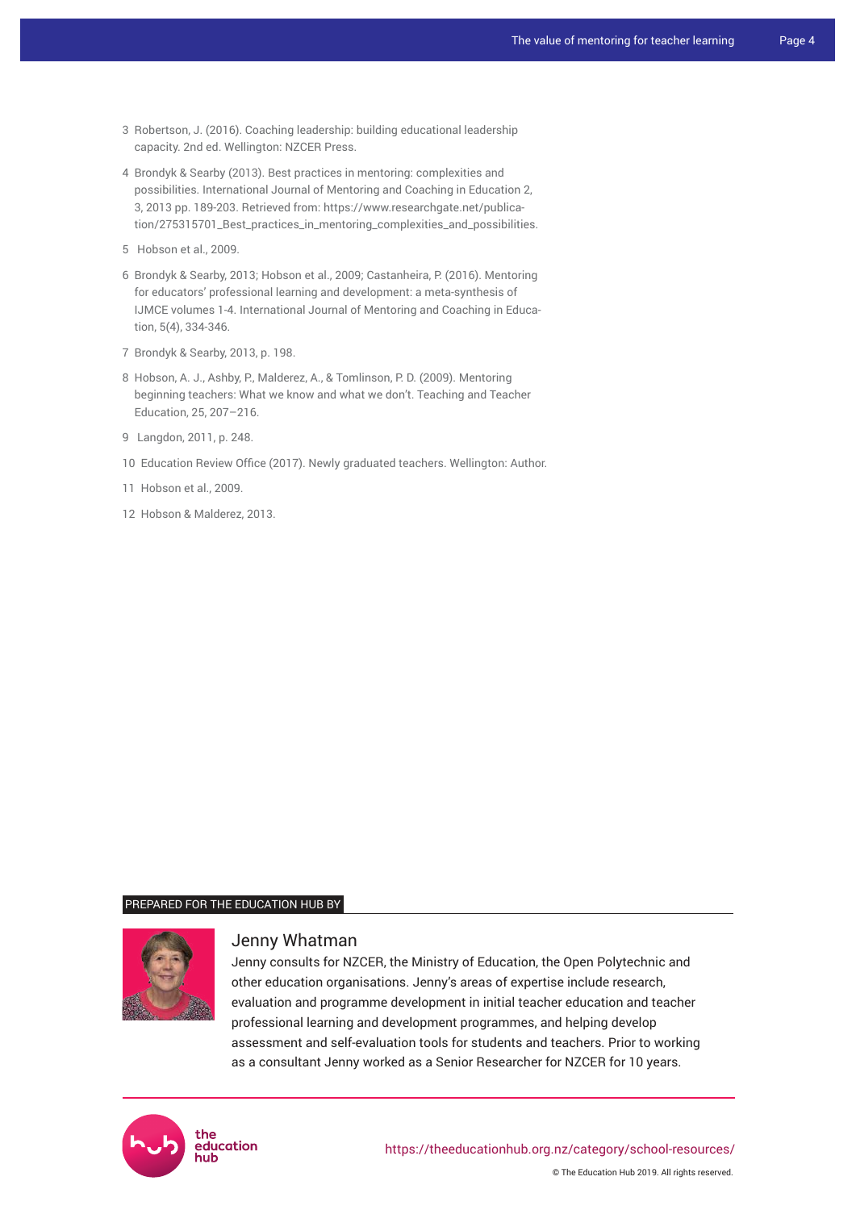3 Robertson, J. (2016). Coaching leadership: building educational leadership capacity. 2nd ed. Wellington: NZCER Press.

4 Brondyk & Searby (2013). Best practices in mentoring: complexities and possibilities. International Journal of Mentoring and Coaching in Education 2, 3, 2013 pp. 189-203. Retrieved from: https://www.researchgate.net/publication/275315701_Best_practices_in_mentoring_complexities_and_possibilities.

5 Hobson et al., 2009.

6 Brondyk & Searby, 2013; Hobson et al., 2009; Castanheira, P. (2016). Mentoring for educators' professional learning and development: a meta-synthesis of IJMCE volumes 1-4. International Journal of Mentoring and Coaching in Education, 5(4), 334-346.

7 Brondyk & Searby, 2013, p. 198.

8 Hobson, A. J., Ashby, P., Malderez, A., & Tomlinson, P. D. (2009). Mentoring beginning teachers: What we know and what we don't. Teaching and Teacher Education, 25, 207–216.

9 Langdon, 2011, p. 248.

10 Education Review Office (2017). Newly graduated teachers. Wellington: Author.

11 Hobson et al., 2009.

12 Hobson & Malderez, 2013.

PREPARED FOR THE EDUCATION HUB BY

## Jenny Whatman

Jenny consults for NZCER, the Ministry of Education, the Open Polytechnic and other education organisations. Jenny's areas of expertise include research, evaluation and programme development in initial teacher education and teacher professional learning and development programmes, and helping develop assessment and self-evaluation tools for students and teachers. Prior to working as a consultant Jenny worked as a Senior Researcher for NZCER for 10 years.

the education hub

https://theeducationhub.org.nz/category/school-resources/

© The Education Hub 2019. All rights reserved.